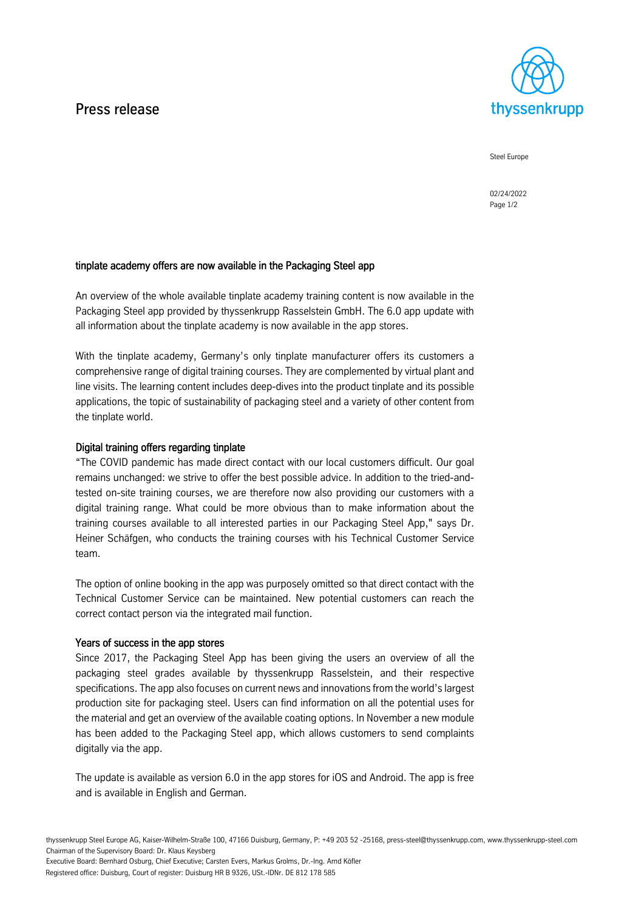# Press release

Steel Europe

02/24/2022

## tinplate academy offers are now available in the Packaging Steel app

An overview of the whole available tinplate academy training content is now available in the Packaging Steel app provided by thyssenkrupp Rasselstein GmbH. The 6.0 app update with all information about the tinplate academy is now available in the app stores.

With the tinplate academy, Germany's only tinplate manufacturer offers its customers a comprehensive range of digital training courses. They are complemented by virtual plant and line visits. The learning content includes deep-dives into the product tinplate and its possible applications, the topic of sustainability of packaging steel and a variety of other content from the tinplate world.

### Digital training offers regarding tinplate

"The COVID pandemic has made direct contact with our local customers difficult. Our goal remains unchanged: we strive to offer the best possible advice. In addition to the tried-and-tested on-site training courses, we are therefore now also providing our customers with a digital training range. What could be more obvious than to make information about the training courses available to all interested parties in our Packaging Steel App," says Dr. Heiner Schäfgen, who conducts the training courses with his Technical Customer Service team.

The option of online booking in the app was purposely omitted so that direct contact with the Technical Customer Service can be maintained. New potential customers can reach the correct contact person via the integrated mail function.

### Years of success in the app stores

Since 2017, the Packaging Steel App has been giving the users an overview of all the packaging steel grades available by thyssenkrupp Rasselstein, and their respective specifications. The app also focuses on current news and innovations from the world's largest production site for packaging steel. Users can find information on all the potential uses for the material and get an overview of the available coating options. In November a new module has been added to the Packaging Steel app, which allows customers to send complaints digitally via the app.

The update is available as version 6.0 in the app stores for iOS and Android. The app is free and is available in English and German.

thyssenkrupp Steel Europe AG, Kaiser-Wilhelm-Straße 100, 47166 Duisburg, Germany, P: +49 203 52 -25168, press-steel@thyssenkrupp.com, www.thyssenkrupp-steel.com
Chairman of the Supervisory Board: Dr. Klaus Keysberg
Executive Board: Bernhard Osburg, Chief Executive; Carsten Evers, Markus Grolms, Dr.-Ing. Arnd Köfler
Registered office: Duisburg, Court of register: Duisburg HR B 9326, USt.-IDNr. DE 812 178 585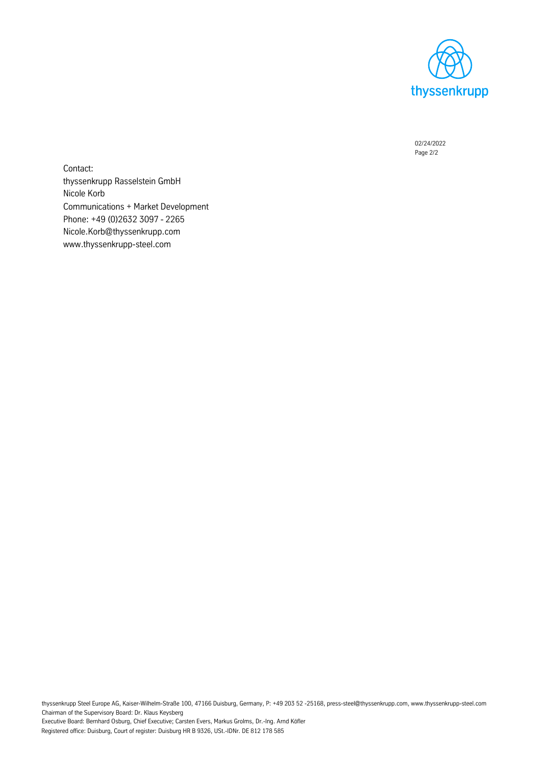Contact:
thyssenkrupp Rasselstein GmbH
Nicole Korb
Communications + Market Development
Phone: +49 (0)2632 3097 - 2265
Nicole.Korb@thyssenkrupp.com
www.thyssenkrupp-steel.com

thyssenkrupp Steel Europe AG, Kaiser-Wilhelm-Straße 100, 47166 Duisburg, Germany, P: +49 203 52 -25168, press-steel@thyssenkrupp.com, www.thyssenkrupp-steel.com
Chairman of the Supervisory Board: Dr. Klaus Keysberg
Executive Board: Bernhard Osburg, Chief Executive; Carsten Evers, Markus Grolms, Dr.-Ing. Arnd Köfler
Registered office: Duisburg, Court of register: Duisburg HR B 9326, USt.-IDNr. DE 812 178 585